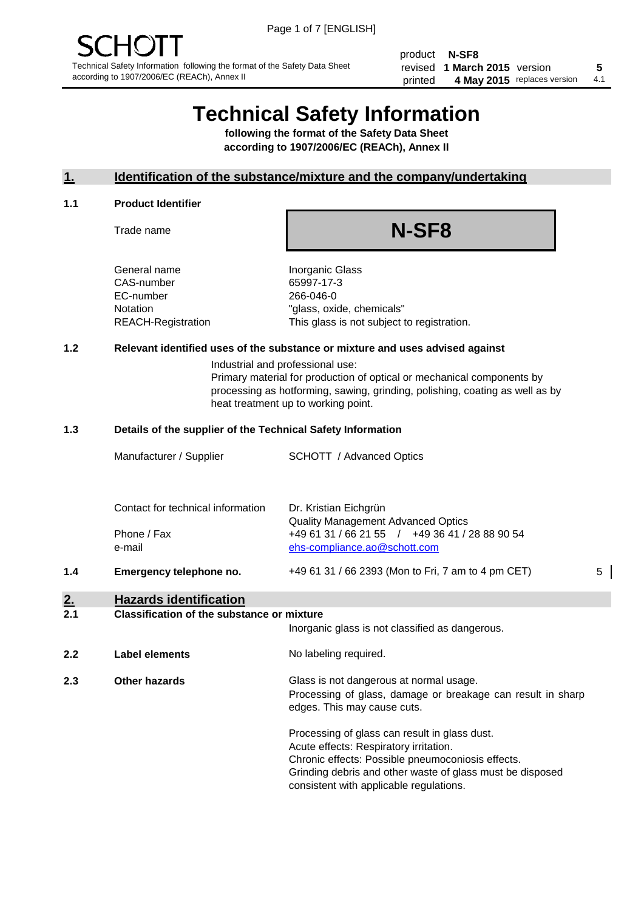SCHOTT

Technical Safety Information following the format of the Safety Data Sheet according to 1907/2006/EC (REACh), Annex II

| product | N-SF8 | | |
|---|---|---|---|
| revised | 1 March 2015 | version | 5 |
| printed | 4 May 2015 | replaces version | 4.1 |

# Technical Safety Information

**following the format of the Safety Data Sheet according to 1907/2006/EC (REACh), Annex II**

## 1. Identification of the substance/mixture and the company/undertaking

### 1.1 Product Identifier

Trade name: **N-SF8**

| | |
|---|---|
| General name | Inorganic Glass |
| CAS-number | 65997-17-3 |
| EC-number | 266-046-0 |
| Notation | "glass, oxide, chemicals" |
| REACH-Registration | This glass is not subject to registration. |

### 1.2 Relevant identified uses of the substance or mixture and uses advised against

Industrial and professional use:
Primary material for production of optical or mechanical components by processing as hotforming, sawing, grinding, polishing, coating as well as by heat treatment up to working point.

### 1.3 Details of the supplier of the Technical Safety Information

| | |
|---|---|
| Manufacturer / Supplier | SCHOTT / Advanced Optics |
| Contact for technical information | Dr. Kristian Eichgrün<br>Quality Management Advanced Optics |
| Phone / Fax | +49 61 31 / 66 21 55 / +49 36 41 / 28 88 90 54 |
| e-mail | ehs-compliance.ao@schott.com |

### 1.4 Emergency telephone no.

+49 61 31 / 66 2393 (Mon to Fri, 7 am to 4 pm CET) 5

## 2. Hazards identification

### 2.1 Classification of the substance or mixture

Inorganic glass is not classified as dangerous.

### 2.2 Label elements

No labeling required.

### 2.3 Other hazards

Glass is not dangerous at normal usage.
Processing of glass, damage or breakage can result in sharp edges. This may cause cuts.

Processing of glass can result in glass dust.
Acute effects: Respiratory irritation.
Chronic effects: Possible pneumoconiosis effects.
Grinding debris and other waste of glass must be disposed consistent with applicable regulations.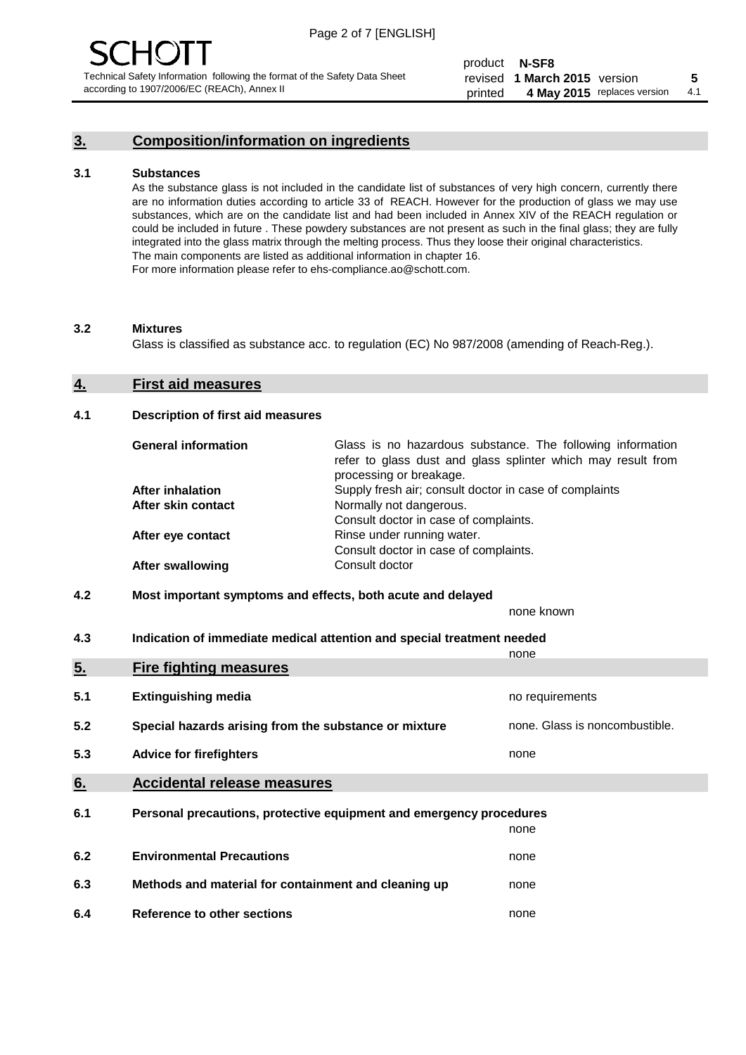## 3. Composition/information on ingredients

**3.1 Substances**

As the substance glass is not included in the candidate list of substances of very high concern, currently there are no information duties according to article 33 of REACH. However for the production of glass we may use substances, which are on the candidate list and had been included in Annex XIV of the REACH regulation or could be included in future . These powdery substances are not present as such in the final glass; they are fully integrated into the glass matrix through the melting process. Thus they loose their original characteristics. The main components are listed as additional information in chapter 16.
For more information please refer to ehs-compliance.ao@schott.com.

**3.2 Mixtures**

Glass is classified as substance acc. to regulation (EC) No 987/2008 (amending of Reach-Reg.).

## 4. First aid measures

**4.1 Description of first aid measures**

| | |
|---|---|
| **General information** | Glass is no hazardous substance. The following information refer to glass dust and glass splinter which may result from processing or breakage. |
| **After inhalation** | Supply fresh air; consult doctor in case of complaints |
| **After skin contact** | Normally not dangerous. Consult doctor in case of complaints. |
| **After eye contact** | Rinse under running water. Consult doctor in case of complaints. |
| **After swallowing** | Consult doctor |

**4.2 Most important symptoms and effects, both acute and delayed**

none known

**4.3 Indication of immediate medical attention and special treatment needed**

none

## 5. Fire fighting measures

| | | |
|---|---|---|
| 5.1 | **Extinguishing media** | no requirements |
| 5.2 | **Special hazards arising from the substance or mixture** | none. Glass is noncombustible. |
| 5.3 | **Advice for firefighters** | none |

## 6. Accidental release measures

| | | |
|---|---|---|
| 6.1 | **Personal precautions, protective equipment and emergency procedures** | none |
| 6.2 | **Environmental Precautions** | none |
| 6.3 | **Methods and material for containment and cleaning up** | none |
| 6.4 | **Reference to other sections** | none |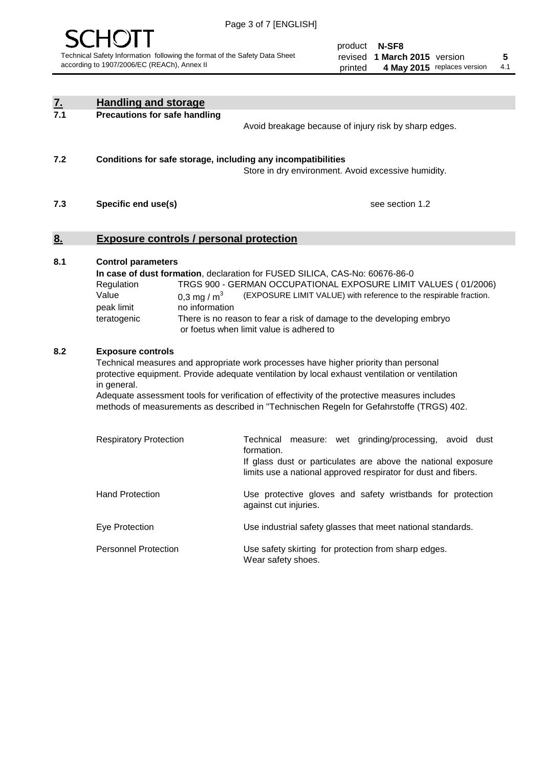## 7. Handling and storage

### 7.1 Precautions for safe handling

Avoid breakage because of injury risk by sharp edges.

### 7.2 Conditions for safe storage, including any incompatibilities

Store in dry environment. Avoid excessive humidity.

### 7.3 Specific end use(s)

see section 1.2

## 8. Exposure controls / personal protection

### 8.1 Control parameters

**In case of dust formation**, declaration for FUSED SILICA, CAS-No: 60676-86-0

| | | |
|---|---|---|
| Regulation | TRGS 900 - GERMAN OCCUPATIONAL EXPOSURE LIMIT VALUES ( 01/2006) | |
| Value | 0,3 mg / $m^3$ | (EXPOSURE LIMIT VALUE) with reference to the respirable fraction. |
| peak limit | no information | |
| teratogenic | There is no reason to fear a risk of damage to the developing embryo or foetus when limit value is adhered to | |

### 8.2 Exposure controls

Technical measures and appropriate work processes have higher priority than personal protective equipment. Provide adequate ventilation by local exhaust ventilation or ventilation in general.

Adequate assessment tools for verification of effectivity of the protective measures includes methods of measurements as described in "Technischen Regeln for Gefahrstoffe (TRGS) 402.

| | |
|---|---|
| Respiratory Protection | Technical measure: wet grinding/processing, avoid dust formation. If glass dust or particulates are above the national exposure limits use a national approved respirator for dust and fibers. |
| Hand Protection | Use protective gloves and safety wristbands for protection against cut injuries. |
| Eye Protection | Use industrial safety glasses that meet national standards. |
| Personnel Protection | Use safety skirting for protection from sharp edges. Wear safety shoes. |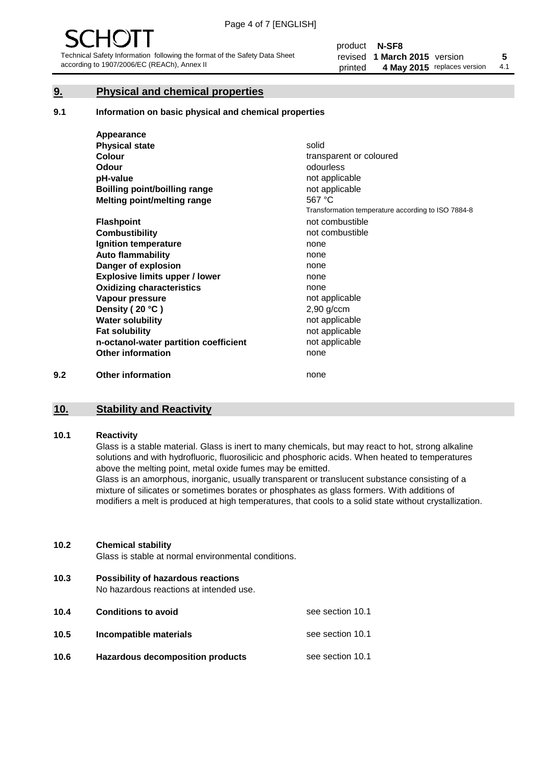## 9. Physical and chemical properties

### 9.1 Information on basic physical and chemical properties

| | |
|---|---|
| **Appearance** | |
| **Physical state** | solid |
| **Colour** | transparent or coloured |
| **Odour** | odourless |
| **pH-value** | not applicable |
| **Boilling point/boilling range** | not applicable |
| **Melting point/melting range** | 567 °C<br>Transformation temperature according to ISO 7884-8 |
| **Flashpoint** | not combustible |
| **Combustibility** | not combustible |
| **Ignition temperature** | none |
| **Auto flammability** | none |
| **Danger of explosion** | none |
| **Explosive limits upper / lower** | none |
| **Oxidizing characteristics** | none |
| **Vapour pressure** | not applicable |
| **Density ( 20 °C )** | 2,90 g/ccm |
| **Water solubility** | not applicable |
| **Fat solubility** | not applicable |
| **n-octanol-water partition coefficient** | not applicable |
| **Other information** | none |

### 9.2 Other information

none

## 10. Stability and Reactivity

### 10.1 Reactivity

Glass is a stable material. Glass is inert to many chemicals, but may react to hot, strong alkaline solutions and with hydrofluoric, fluorosilicic and phosphoric acids. When heated to temperatures above the melting point, metal oxide fumes may be emitted.

Glass is an amorphous, inorganic, usually transparent or translucent substance consisting of a mixture of silicates or sometimes borates or phosphates as glass formers. With additions of modifiers a melt is produced at high temperatures, that cools to a solid state without crystallization.

### 10.2 Chemical stability

Glass is stable at normal environmental conditions.

### 10.3 Possibility of hazardous reactions

No hazardous reactions at intended use.

### 10.4 Conditions to avoid

see section 10.1

### 10.5 Incompatible materials

see section 10.1

### 10.6 Hazardous decomposition products

see section 10.1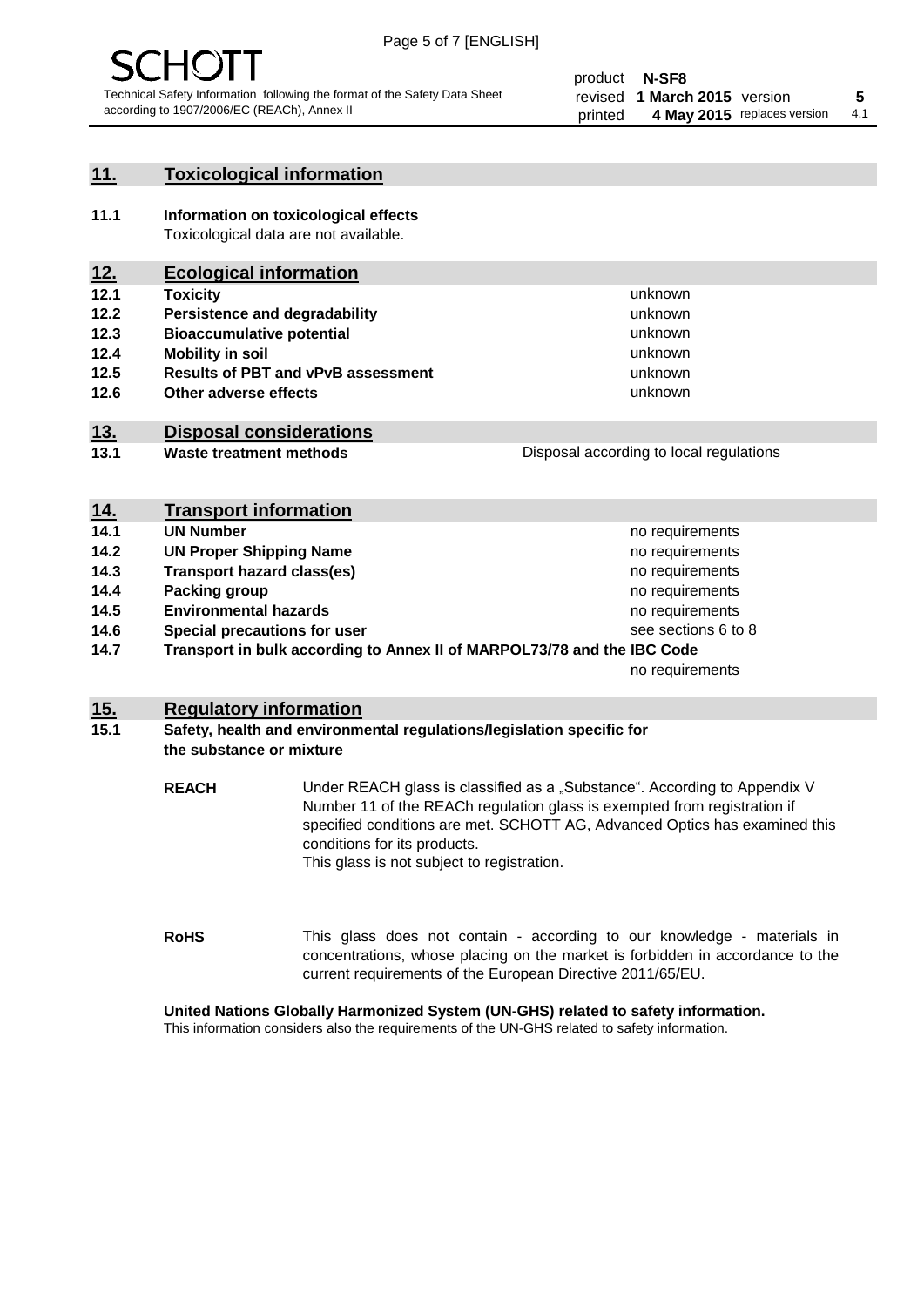## 11. Toxicological information

**11.1 Information on toxicological effects**

Toxicological data are not available.

## 12. Ecological information

| | | |
|---|---|---|
| **12.1** | **Toxicity** | unknown |
| **12.2** | **Persistence and degradability** | unknown |
| **12.3** | **Bioaccumulative potential** | unknown |
| **12.4** | **Mobility in soil** | unknown |
| **12.5** | **Results of PBT and vPvB assessment** | unknown |
| **12.6** | **Other adverse effects** | unknown |

## 13. Disposal considerations

| | | |
|---|---|---|
| **13.1** | **Waste treatment methods** | Disposal according to local regulations |

## 14. Transport information

| | | |
|---|---|---|
| **14.1** | **UN Number** | no requirements |
| **14.2** | **UN Proper Shipping Name** | no requirements |
| **14.3** | **Transport hazard class(es)** | no requirements |
| **14.4** | **Packing group** | no requirements |
| **14.5** | **Environmental hazards** | no requirements |
| **14.6** | **Special precautions for user** | see sections 6 to 8 |
| **14.7** | **Transport in bulk according to Annex II of MARPOL73/78 and the IBC Code** | no requirements |

## 15. Regulatory information

**15.1 Safety, health and environmental regulations/legislation specific for the substance or mixture**

**REACH** Under REACH glass is classified as a „Substance“. According to Appendix V Number 11 of the REACh regulation glass is exempted from registration if specified conditions are met. SCHOTT AG, Advanced Optics has examined this conditions for its products.
This glass is not subject to registration.

**RoHS** This glass does not contain - according to our knowledge - materials in concentrations, whose placing on the market is forbidden in accordance to the current requirements of the European Directive 2011/65/EU.

**United Nations Globally Harmonized System (UN-GHS) related to safety information.**

This information considers also the requirements of the UN-GHS related to safety information.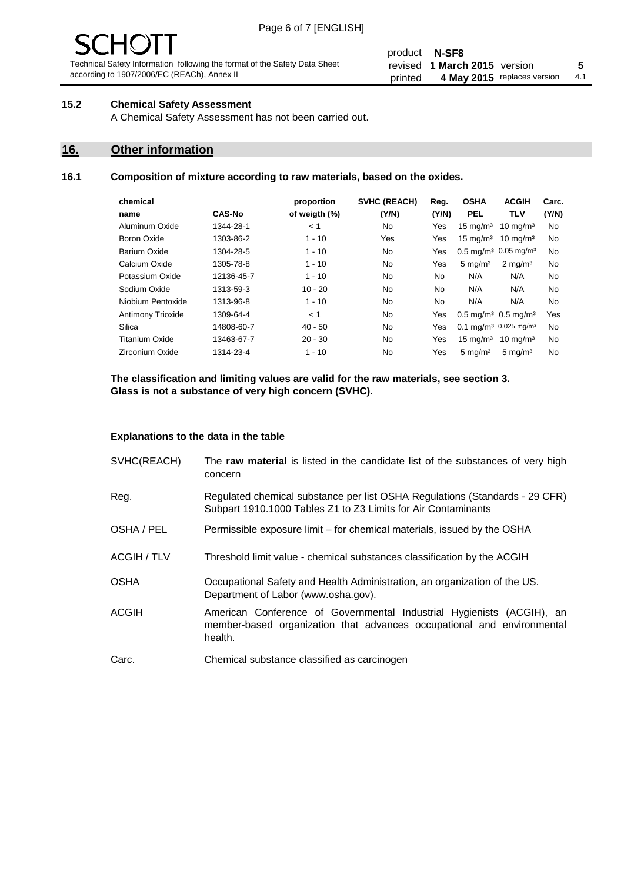### 15.2 Chemical Safety Assessment

A Chemical Safety Assessment has not been carried out.

## 16. Other information

### 16.1 Composition of mixture according to raw materials, based on the oxides.

| chemical name | CAS-No | proportion of weigth (%) | SVHC (REACH) (Y/N) | Reg. (Y/N) | OSHA PEL | ACGIH TLV | Carc. (Y/N) |
|---|---|---|---|---|---|---|---|
| Aluminum Oxide | 1344-28-1 | < 1 | No | Yes | 15 mg/m³ | 10 mg/m³ | No |
| Boron Oxide | 1303-86-2 | 1 - 10 | Yes | Yes | 15 mg/m³ | 10 mg/m³ | No |
| Barium Oxide | 1304-28-5 | 1 - 10 | No | Yes | 0.5 mg/m³ | 0.05 mg/m³ | No |
| Calcium Oxide | 1305-78-8 | 1 - 10 | No | Yes | 5 mg/m³ | 2 mg/m³ | No |
| Potassium Oxide | 12136-45-7 | 1 - 10 | No | No | N/A | N/A | No |
| Sodium Oxide | 1313-59-3 | 10 - 20 | No | No | N/A | N/A | No |
| Niobium Pentoxide | 1313-96-8 | 1 - 10 | No | No | N/A | N/A | No |
| Antimony Trioxide | 1309-64-4 | < 1 | No | Yes | 0.5 mg/m³ | 0.5 mg/m³ | Yes |
| Silica | 14808-60-7 | 40 - 50 | No | Yes | 0.1 mg/m³ | 0.025 mg/m³ | No |
| Titanium Oxide | 13463-67-7 | 20 - 30 | No | Yes | 15 mg/m³ | 10 mg/m³ | No |
| Zirconium Oxide | 1314-23-4 | 1 - 10 | No | Yes | 5 mg/m³ | 5 mg/m³ | No |

**The classification and limiting values are valid for the raw materials, see section 3.**
**Glass is not a substance of very high concern (SVHC).**

**Explanations to the data in the table**

| | |
|---|---|
| SVHC(REACH) | The **raw material** is listed in the candidate list of the substances of very high concern |
| Reg. | Regulated chemical substance per list OSHA Regulations (Standards - 29 CFR) Subpart 1910.1000 Tables Z1 to Z3 Limits for Air Contaminants |
| OSHA / PEL | Permissible exposure limit – for chemical materials, issued by the OSHA |
| ACGIH / TLV | Threshold limit value - chemical substances classification by the ACGIH |
| OSHA | Occupational Safety and Health Administration, an organization of the US. Department of Labor (www.osha.gov). |
| ACGIH | American Conference of Governmental Industrial Hygienists (ACGIH), an member-based organization that advances occupational and environmental health. |
| Carc. | Chemical substance classified as carcinogen |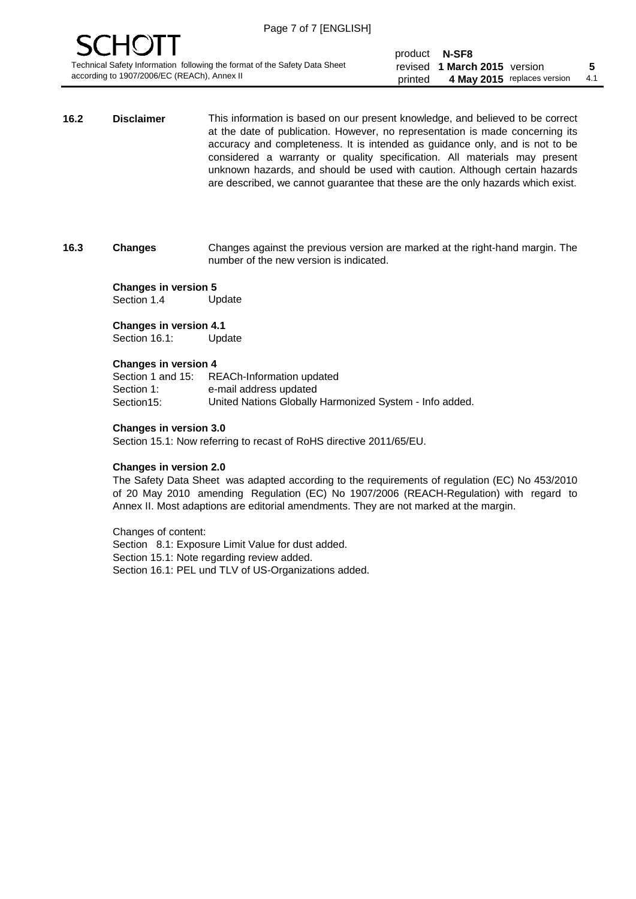**16.2 Disclaimer**

This information is based on our present knowledge, and believed to be correct at the date of publication. However, no representation is made concerning its accuracy and completeness. It is intended as guidance only, and is not to be considered a warranty or quality specification. All materials may present unknown hazards, and should be used with caution. Although certain hazards are described, we cannot guarantee that these are the only hazards which exist.

**16.3 Changes**

Changes against the previous version are marked at the right-hand margin. The number of the new version is indicated.

**Changes in version 5**

Section 1.4 Update

**Changes in version 4.1**

Section 16.1: Update

**Changes in version 4**

| | |
|---|---|
| Section 1 and 15: | REACh-Information updated |
| Section 1: | e-mail address updated |
| Section15: | United Nations Globally Harmonized System - Info added. |

**Changes in version 3.0**

Section 15.1: Now referring to recast of RoHS directive 2011/65/EU.

**Changes in version 2.0**

The Safety Data Sheet was adapted according to the requirements of regulation (EC) No 453/2010 of 20 May 2010 amending Regulation (EC) No 1907/2006 (REACH-Regulation) with regard to Annex II. Most adaptions are editorial amendments. They are not marked at the margin.

Changes of content:
Section 8.1: Exposure Limit Value for dust added.
Section 15.1: Note regarding review added.
Section 16.1: PEL und TLV of US-Organizations added.